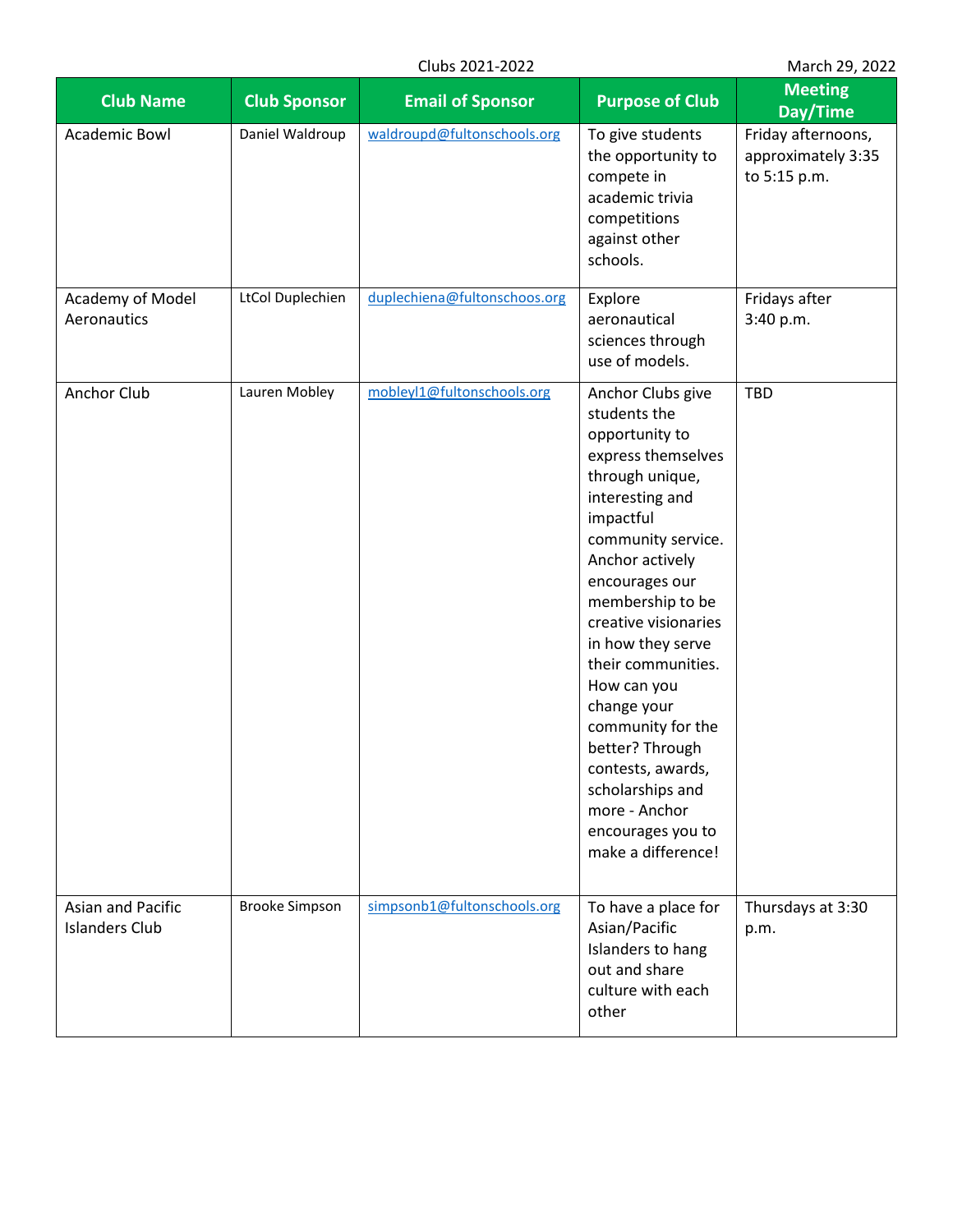Clubs 2021-2022 March 29, 2022

| Club Name | Club Sponsor | Email of Sponsor | Purpose of Club | Meeting Day/Time |
|---|---|---|---|---|
| Academic Bowl | Daniel Waldroup | waldroupd@fultonschools.org | To give students the opportunity to compete in academic trivia competitions against other schools. | Friday afternoons, approximately 3:35 to 5:15 p.m. |
| Academy of Model Aeronautics | LtCol Duplechien | duplechiena@fultonschoos.org | Explore aeronautical sciences through use of models. | Fridays after 3:40 p.m. |
| Anchor Club | Lauren Mobley | mobleyl1@fultonschools.org | Anchor Clubs give students the opportunity to express themselves through unique, interesting and impactful community service. Anchor actively encourages our membership to be creative visionaries in how they serve their communities. How can you change your community for the better? Through contests, awards, scholarships and more - Anchor encourages you to make a difference! | TBD |
| Asian and Pacific Islanders Club | Brooke Simpson | simpsonb1@fultonschools.org | To have a place for Asian/Pacific Islanders to hang out and share culture with each other | Thursdays at 3:30 p.m. |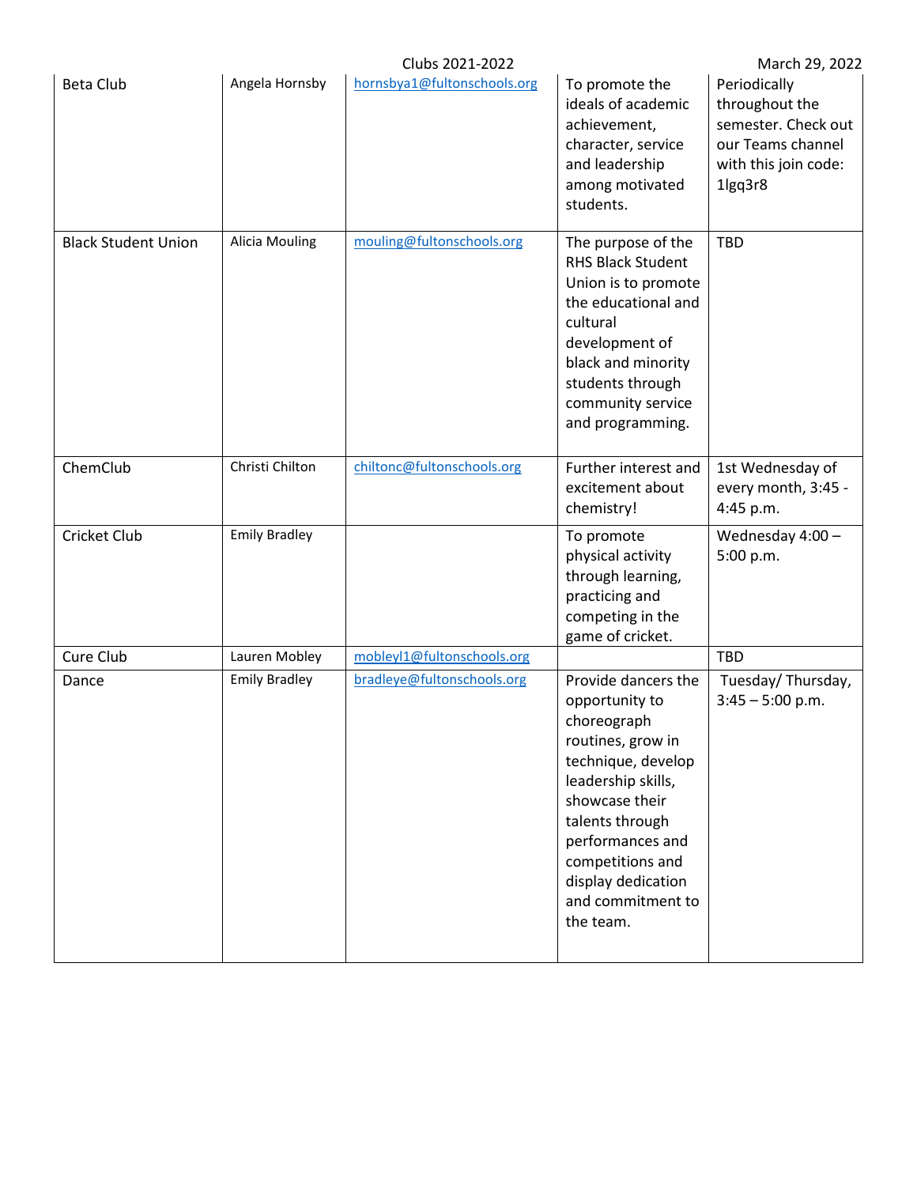| Beta Club | Angela Hornsby | hornsbya1@fultonschools.org | To promote the ideals of academic achievement, character, service and leadership among motivated students. | Periodically throughout the semester. Check out our Teams channel with this join code: 1lgq3r8 |
|---|---|---|---|---|
| Black Student Union | Alicia Mouling | mouling@fultonschools.org | The purpose of the RHS Black Student Union is to promote the educational and cultural development of black and minority students through community service and programming. | TBD |
| ChemClub | Christi Chilton | chiltonc@fultonschools.org | Further interest and excitement about chemistry! | 1st Wednesday of every month, 3:45 - 4:45 p.m. |
| Cricket Club | Emily Bradley | | To promote physical activity through learning, practicing and competing in the game of cricket. | Wednesday 4:00 – 5:00 p.m. |
| Cure Club | Lauren Mobley | mobleyl1@fultonschools.org | | TBD |
| Dance | Emily Bradley | bradleye@fultonschools.org | Provide dancers the opportunity to choreograph routines, grow in technique, develop leadership skills, showcase their talents through performances and competitions and display dedication and commitment to the team. | Tuesday/ Thursday, 3:45 – 5:00 p.m. |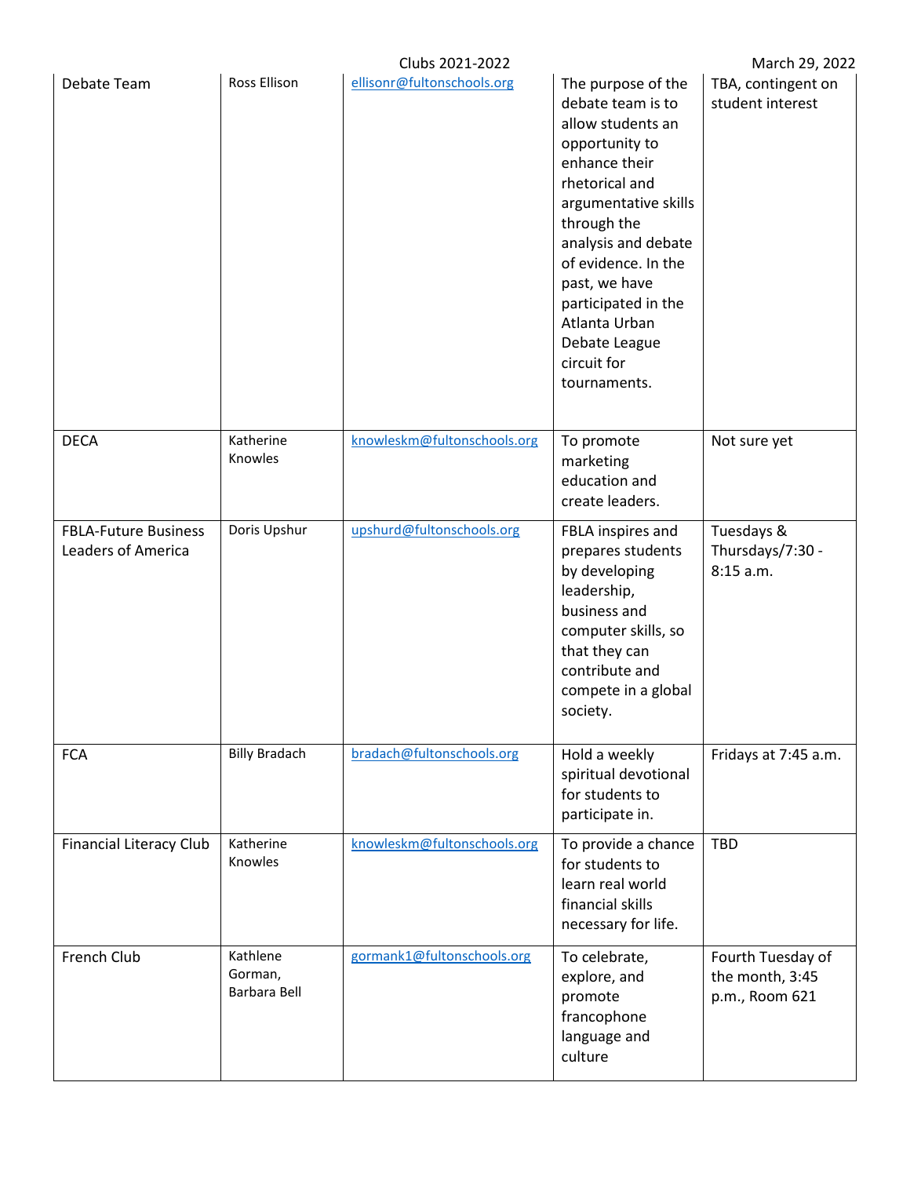| Debate Team | Ross Ellison | ellisonr@fultonschools.org | The purpose of the debate team is to allow students an opportunity to enhance their rhetorical and argumentative skills through the analysis and debate of evidence. In the past, we have participated in the Atlanta Urban Debate League circuit for tournaments. | TBA, contingent on student interest |
|---|---|---|---|---|
| DECA | Katherine Knowles | knowleskm@fultonschools.org | To promote marketing education and create leaders. | Not sure yet |
| FBLA-Future Business Leaders of America | Doris Upshur | upshurd@fultonschools.org | FBLA inspires and prepares students by developing leadership, business and computer skills, so that they can contribute and compete in a global society. | Tuesdays & Thursdays/7:30 - 8:15 a.m. |
| FCA | Billy Bradach | bradach@fultonschools.org | Hold a weekly spiritual devotional for students to participate in. | Fridays at 7:45 a.m. |
| Financial Literacy Club | Katherine Knowles | knowleskm@fultonschools.org | To provide a chance for students to learn real world financial skills necessary for life. | TBD |
| French Club | Kathlene Gorman, Barbara Bell | gormank1@fultonschools.org | To celebrate, explore, and promote francophone language and culture | Fourth Tuesday of the month, 3:45 p.m., Room 621 |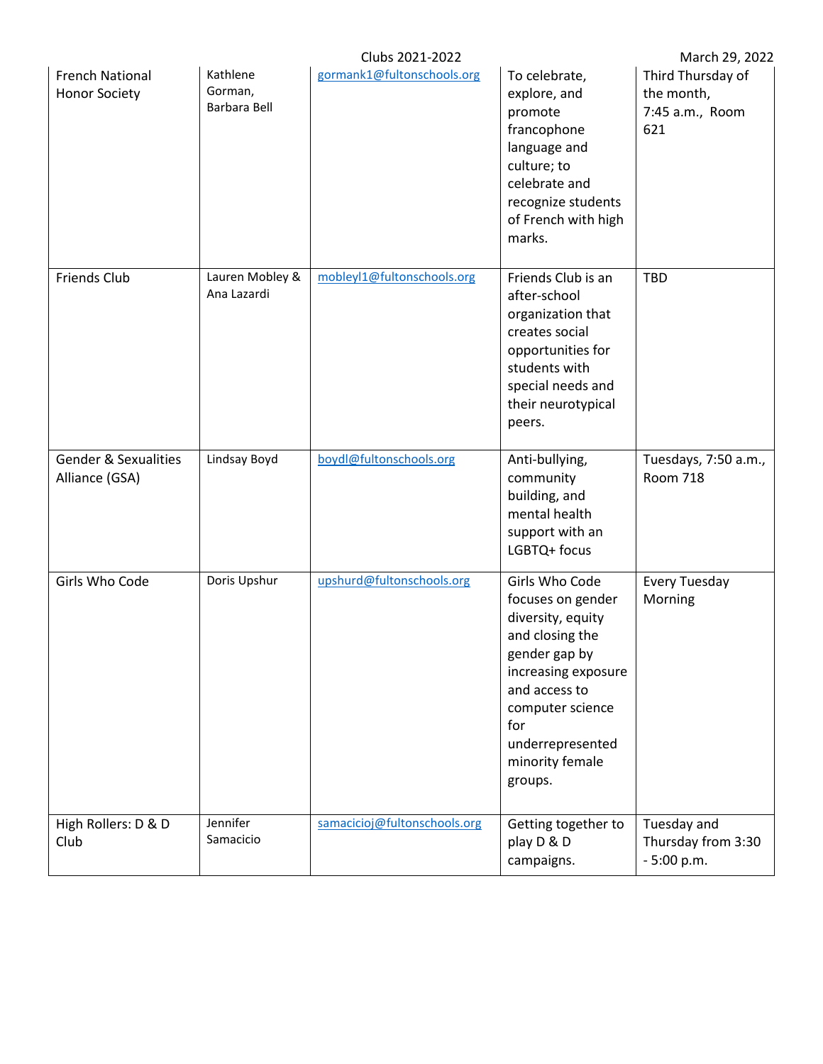| French National Honor Society | Kathlene Gorman, Barbara Bell | gormank1@fultonschools.org | To celebrate, explore, and promote francophone language and culture; to celebrate and recognize students of French with high marks. | Third Thursday of the month, 7:45 a.m., Room 621 |
|---|---|---|---|---|
| Friends Club | Lauren Mobley & Ana Lazardi | mobleyl1@fultonschools.org | Friends Club is an after-school organization that creates social opportunities for students with special needs and their neurotypical peers. | TBD |
| Gender & Sexualities Alliance (GSA) | Lindsay Boyd | boydl@fultonschools.org | Anti-bullying, community building, and mental health support with an LGBTQ+ focus | Tuesdays, 7:50 a.m., Room 718 |
| Girls Who Code | Doris Upshur | upshurd@fultonschools.org | Girls Who Code focuses on gender diversity, equity and closing the gender gap by increasing exposure and access to computer science for underrepresented minority female groups. | Every Tuesday Morning |
| High Rollers: D & D Club | Jennifer Samacicio | samacicioj@fultonschools.org | Getting together to play D & D campaigns. | Tuesday and Thursday from 3:30 - 5:00 p.m. |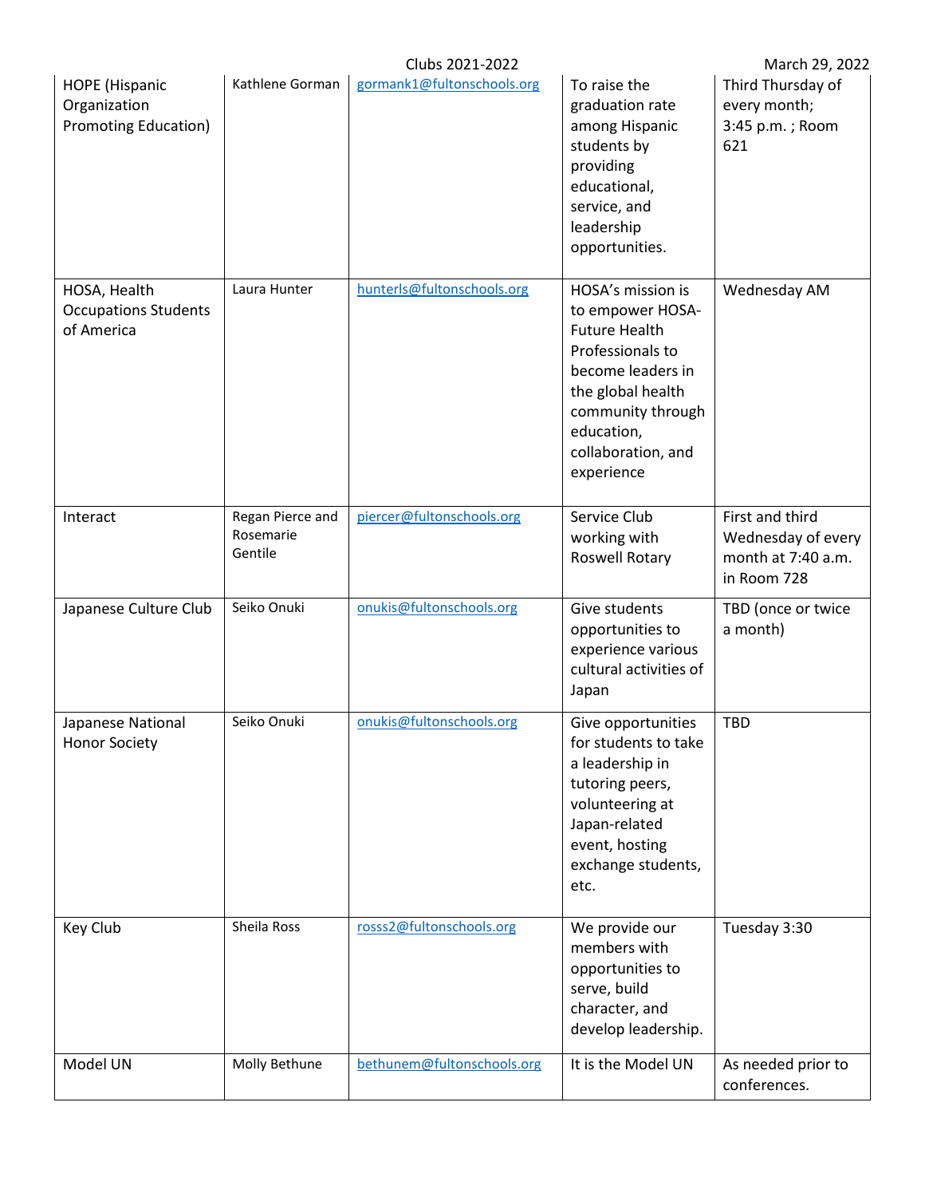| HOPE (Hispanic Organization Promoting Education) | Kathlene Gorman | gormank1@fultonschools.org | To raise the graduation rate among Hispanic students by providing educational, service, and leadership opportunities. | Third Thursday of every month; 3:45 p.m. ; Room 621 |
|---|---|---|---|---|
| HOSA, Health Occupations Students of America | Laura Hunter | hunterls@fultonschools.org | HOSA's mission is to empower HOSA-Future Health Professionals to become leaders in the global health community through education, collaboration, and experience | Wednesday AM |
| Interact | Regan Pierce and Rosemarie Gentile | piercer@fultonschools.org | Service Club working with Roswell Rotary | First and third Wednesday of every month at 7:40 a.m. in Room 728 |
| Japanese Culture Club | Seiko Onuki | onukis@fultonschools.org | Give students opportunities to experience various cultural activities of Japan | TBD (once or twice a month) |
| Japanese National Honor Society | Seiko Onuki | onukis@fultonschools.org | Give opportunities for students to take a leadership in tutoring peers, volunteering at Japan-related event, hosting exchange students, etc. | TBD |
| Key Club | Sheila Ross | rosss2@fultonschools.org | We provide our members with opportunities to serve, build character, and develop leadership. | Tuesday 3:30 |
| Model UN | Molly Bethune | bethunem@fultonschools.org | It is the Model UN | As needed prior to conferences. |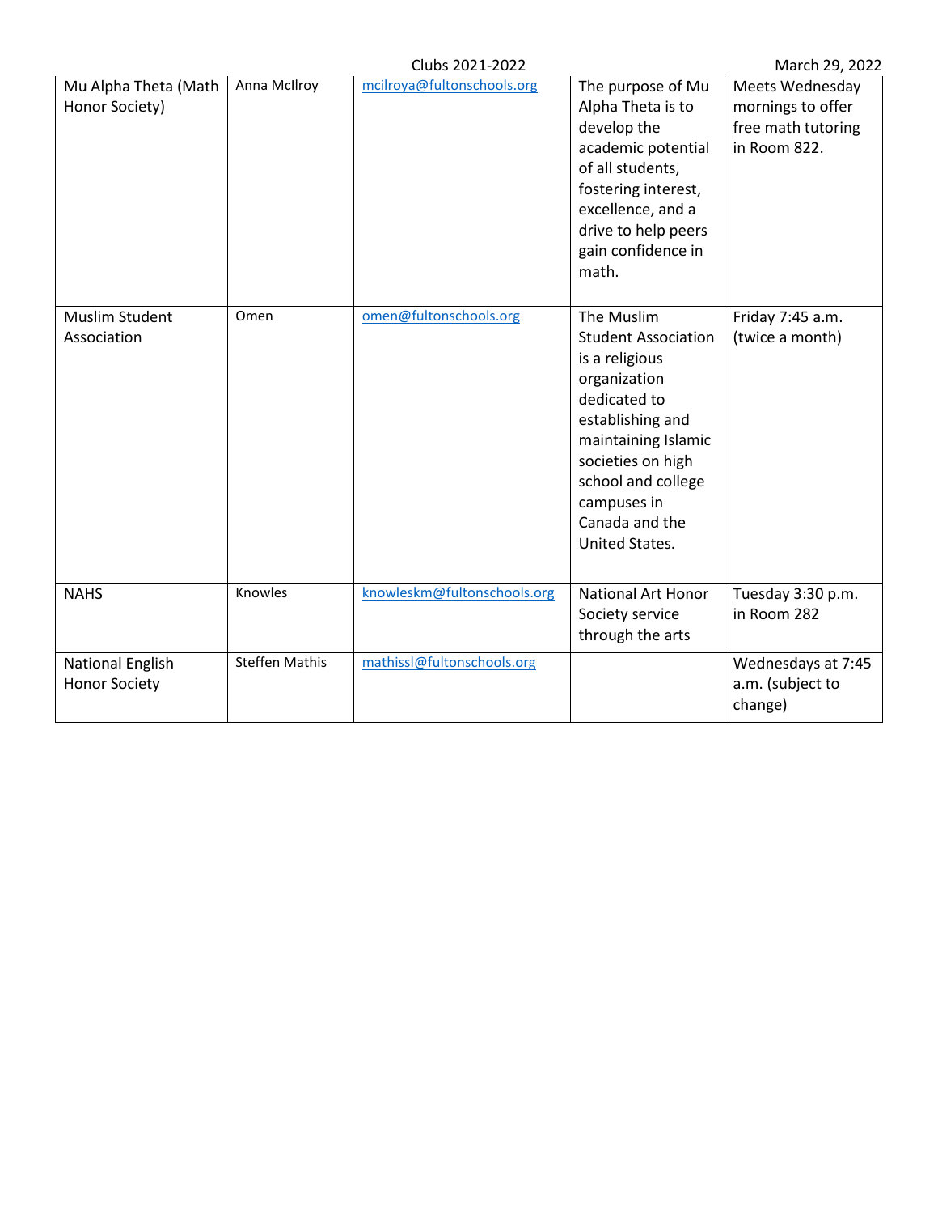| Mu Alpha Theta (Math Honor Society) | Anna McIlroy | mcilroya@fultonschools.org | The purpose of Mu Alpha Theta is to develop the academic potential of all students, fostering interest, excellence, and a drive to help peers gain confidence in math. | Meets Wednesday mornings to offer free math tutoring in Room 822. |
|---|---|---|---|---|
| Muslim Student Association | Omen | omen@fultonschools.org | The Muslim Student Association is a religious organization dedicated to establishing and maintaining Islamic societies on high school and college campuses in Canada and the United States. | Friday 7:45 a.m. (twice a month) |
| NAHS | Knowles | knowleskm@fultonschools.org | National Art Honor Society service through the arts | Tuesday 3:30 p.m. in Room 282 |
| National English Honor Society | Steffen Mathis | mathissl@fultonschools.org | | Wednesdays at 7:45 a.m. (subject to change) |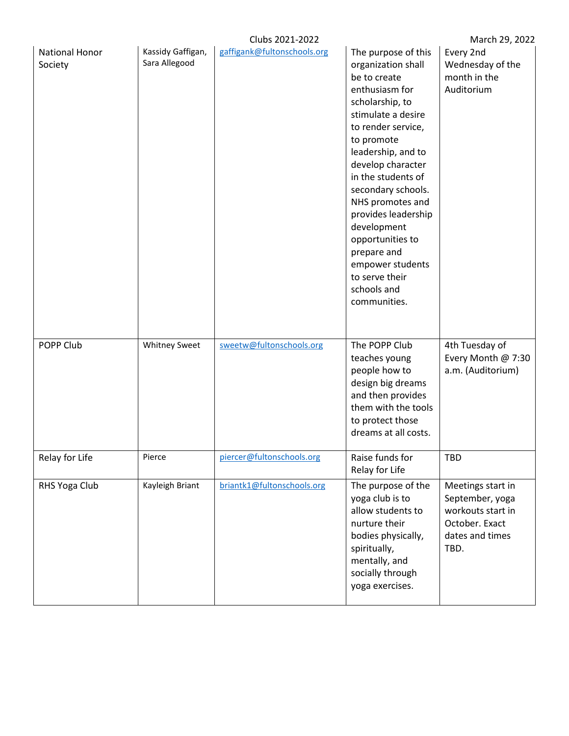| National Honor Society | Kassidy Gaffigan, Sara Allegood | gaffigank@fultonschools.org | The purpose of this organization shall be to create enthusiasm for scholarship, to stimulate a desire to render service, to promote leadership, and to develop character in the students of secondary schools. NHS promotes and provides leadership development opportunities to prepare and empower students to serve their schools and communities. | Every 2nd Wednesday of the month in the Auditorium |
|---|---|---|---|---|
| POPP Club | Whitney Sweet | sweetw@fultonschools.org | The POPP Club teaches young people how to design big dreams and then provides them with the tools to protect those dreams at all costs. | 4th Tuesday of Every Month @ 7:30 a.m. (Auditorium) |
| Relay for Life | Pierce | piercer@fultonschools.org | Raise funds for Relay for Life | TBD |
| RHS Yoga Club | Kayleigh Briant | briantk1@fultonschools.org | The purpose of the yoga club is to allow students to nurture their bodies physically, spiritually, mentally, and socially through yoga exercises. | Meetings start in September, yoga workouts start in October. Exact dates and times TBD. |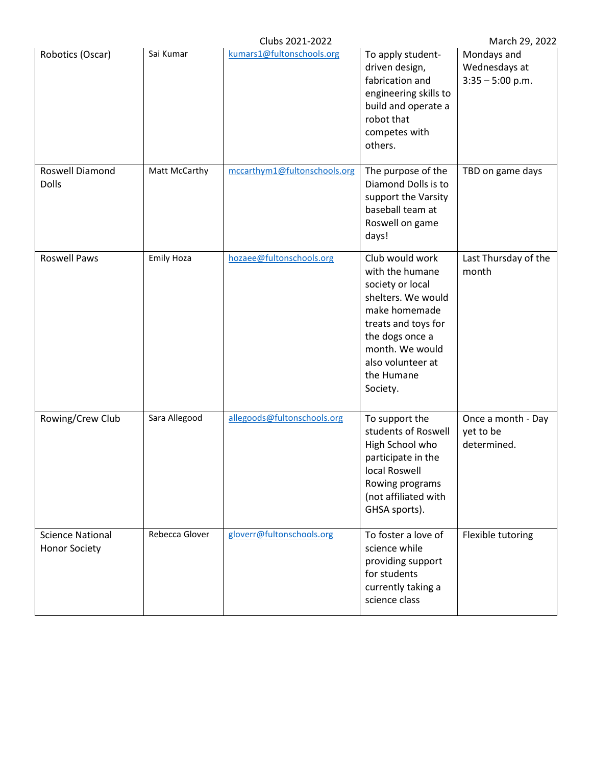| Robotics (Oscar) | Sai Kumar | kumars1@fultonschools.org | To apply student-driven design, fabrication and engineering skills to build and operate a robot that competes with others. | Mondays and Wednesdays at 3:35 – 5:00 p.m. |
|---|---|---|---|---|
| Roswell Diamond Dolls | Matt McCarthy | mccarthym1@fultonschools.org | The purpose of the Diamond Dolls is to support the Varsity baseball team at Roswell on game days! | TBD on game days |
| Roswell Paws | Emily Hoza | hozaee@fultonschools.org | Club would work with the humane society or local shelters. We would make homemade treats and toys for the dogs once a month. We would also volunteer at the Humane Society. | Last Thursday of the month |
| Rowing/Crew Club | Sara Allegood | allegoods@fultonschools.org | To support the students of Roswell High School who participate in the local Roswell Rowing programs (not affiliated with GHSA sports). | Once a month - Day yet to be determined. |
| Science National Honor Society | Rebecca Glover | gloverr@fultonschools.org | To foster a love of science while providing support for students currently taking a science class | Flexible tutoring |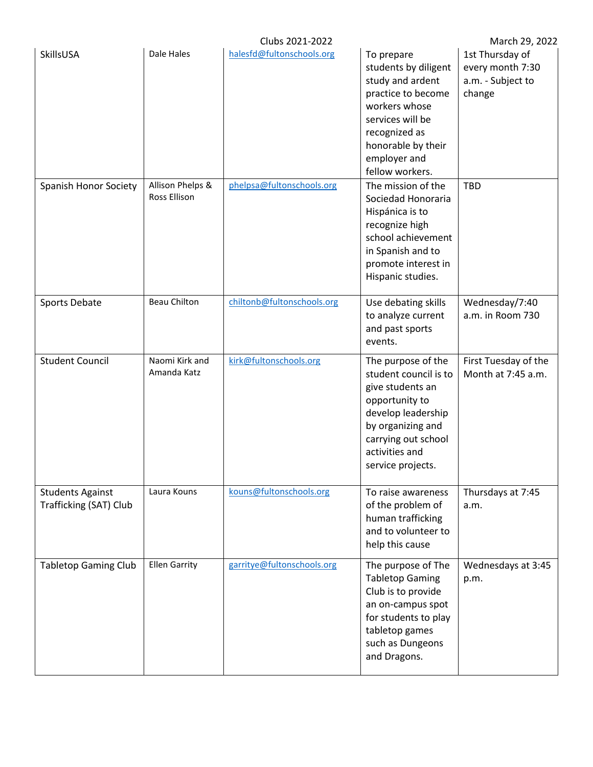| SkillsUSA | Dale Hales | halesfd@fultonschools.org | To prepare students by diligent study and ardent practice to become workers whose services will be recognized as honorable by their employer and fellow workers. | 1st Thursday of every month 7:30 a.m. - Subject to change |
|---|---|---|---|---|
| Spanish Honor Society | Allison Phelps & Ross Ellison | phelpsa@fultonschools.org | The mission of the Sociedad Honoraria Hispánica is to recognize high school achievement in Spanish and to promote interest in Hispanic studies. | TBD |
| Sports Debate | Beau Chilton | chiltonb@fultonschools.org | Use debating skills to analyze current and past sports events. | Wednesday/7:40 a.m. in Room 730 |
| Student Council | Naomi Kirk and Amanda Katz | kirk@fultonschools.org | The purpose of the student council is to give students an opportunity to develop leadership by organizing and carrying out school activities and service projects. | First Tuesday of the Month at 7:45 a.m. |
| Students Against Trafficking (SAT) Club | Laura Kouns | kouns@fultonschools.org | To raise awareness of the problem of human trafficking and to volunteer to help this cause | Thursdays at 7:45 a.m. |
| Tabletop Gaming Club | Ellen Garrity | garritye@fultonschools.org | The purpose of The Tabletop Gaming Club is to provide an on-campus spot for students to play tabletop games such as Dungeons and Dragons. | Wednesdays at 3:45 p.m. |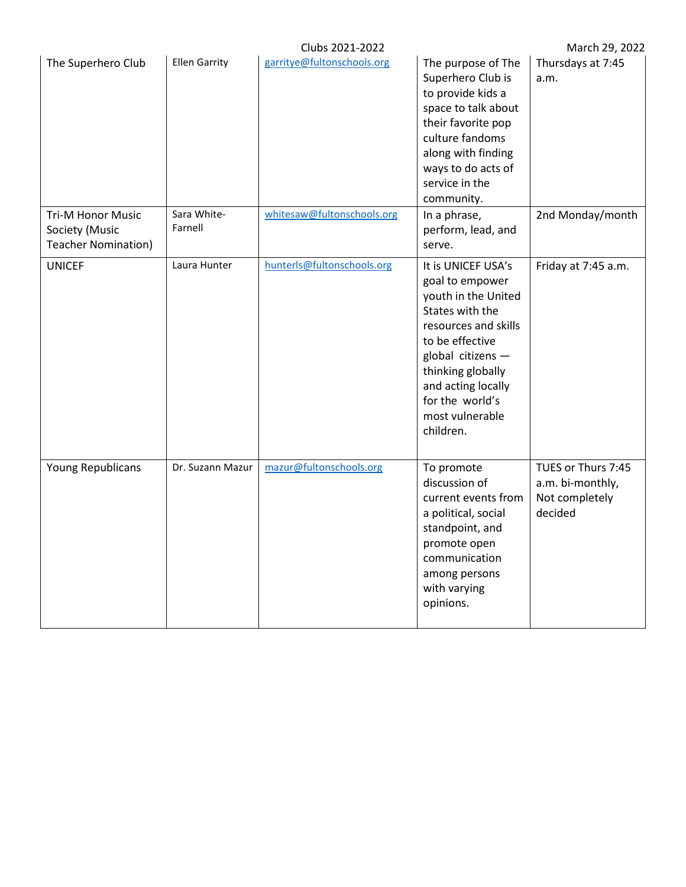| | | | | |
|---|---|---|---|---|
| The Superhero Club | Ellen Garrity | garritye@fultonschools.org | The purpose of The Superhero Club is to provide kids a space to talk about their favorite pop culture fandoms along with finding ways to do acts of service in the community. | Thursdays at 7:45 a.m. |
| Tri-M Honor Music Society (Music Teacher Nomination) | Sara White-Farnell | whitesaw@fultonschools.org | In a phrase, perform, lead, and serve. | 2nd Monday/month |
| UNICEF | Laura Hunter | hunterls@fultonschools.org | It is UNICEF USA's goal to empower youth in the United States with the resources and skills to be effective global citizens — thinking globally and acting locally for the world's most vulnerable children. | Friday at 7:45 a.m. |
| Young Republicans | Dr. Suzann Mazur | mazur@fultonschools.org | To promote discussion of current events from a political, social standpoint, and promote open communication among persons with varying opinions. | TUES or Thurs 7:45 a.m. bi-monthly, Not completely decided |